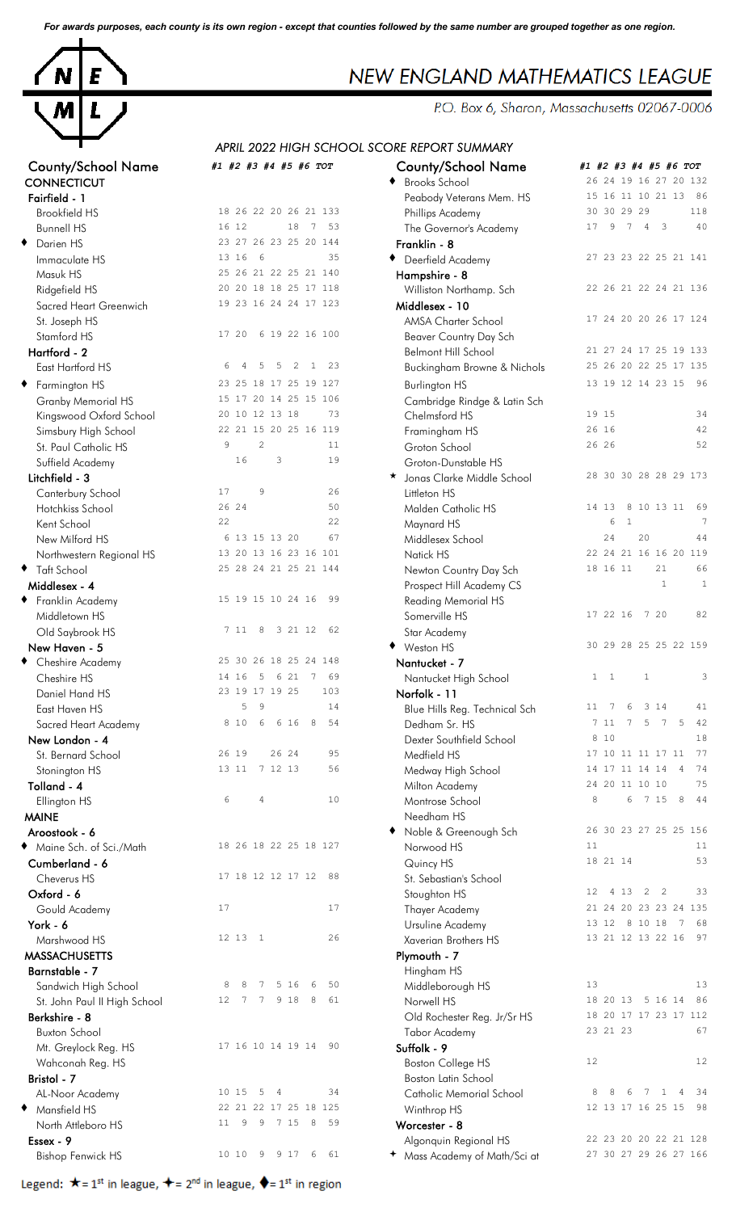*For awards purposes, each county is its own region - except that counties followed by the same number are grouped together as one region.*

# NEW ENGLAND MATHEMATICS LEAGUE

P.O. Box 6, Sharon, Massachusetts 02067-0006

## APRIL 2022 HIGH SCHOOL SCORE REPORT SUMMARY

| County/School Name | #1 | #2 | #3 | #4 | #5 | #6 | TOT |
|---|---|---|---|---|---|---|---|
| **CONNECTICUT** | | | | | | | |
| **Fairfield - 1** | | | | | | | |
| Brookfield HS | 18 | 26 | 22 | 20 | 26 | 21 | 133 |
| Bunnell HS | 16 | 12 | | | 18 | 7 | 53 |
| ♦ Darien HS | 23 | 27 | 26 | 23 | 25 | 20 | 144 |
| Immaculate HS | 13 | 16 | 6 | | | | 35 |
| Masuk HS | 25 | 26 | 21 | 22 | 25 | 21 | 140 |
| Ridgefield HS | 20 | 20 | 18 | 18 | 25 | 17 | 118 |
| Sacred Heart Greenwich | 19 | 23 | 16 | 24 | 24 | 17 | 123 |
| St. Joseph HS | | | | | | | |
| Stamford HS | 17 | 20 | 6 | 19 | 22 | 16 | 100 |
| **Hartford - 2** | | | | | | | |
| East Hartford HS | 6 | 4 | 5 | 5 | 2 | 1 | 23 |
| ♦ Farmington HS | 23 | 25 | 18 | 17 | 25 | 19 | 127 |
| Granby Memorial HS | 15 | 17 | 20 | 14 | 25 | 15 | 106 |
| Kingswood Oxford School | 20 | 10 | 12 | 13 | 18 | | 73 |
| Simsbury High School | 22 | 21 | 15 | 20 | 25 | 16 | 119 |
| St. Paul Catholic HS | 9 | | 2 | | | | 11 |
| Suffield Academy | | 16 | | 3 | | | 19 |
| **Litchfield - 3** | | | | | | | |
| Canterbury School | 17 | | 9 | | | | 26 |
| Hotchkiss School | 26 | 24 | | | | | 50 |
| Kent School | 22 | | | | | | 22 |
| New Milford HS | 6 | 13 | 15 | 13 | 20 | | 67 |
| Northwestern Regional HS | 13 | 20 | 13 | 16 | 23 | 16 | 101 |
| ♦ Taft School | 25 | 28 | 24 | 21 | 25 | 21 | 144 |
| **Middlesex - 4** | | | | | | | |
| ♦ Franklin Academy | 15 | 19 | 15 | 10 | 24 | 16 | 99 |
| Middletown HS | | | | | | | |
| Old Saybrook HS | 7 | 11 | 8 | 3 | 21 | 12 | 62 |
| **New Haven - 5** | | | | | | | |
| ♦ Cheshire Academy | 25 | 30 | 26 | 18 | 25 | 24 | 148 |
| Cheshire HS | 14 | 16 | 5 | 6 | 21 | 7 | 69 |
| Daniel Hand HS | 23 | 19 | 17 | 19 | 25 | | 103 |
| East Haven HS | | 5 | 9 | | | | 14 |
| Sacred Heart Academy | 8 | 10 | 6 | 6 | 16 | 8 | 54 |
| **New London - 4** | | | | | | | |
| St. Bernard School | 26 | 19 | | 26 | 24 | | 95 |
| Stonington HS | 13 | 11 | 7 | 12 | 13 | | 56 |
| **Tolland - 4** | | | | | | | |
| Ellington HS | 6 | | 4 | | | | 10 |
| **MAINE** | | | | | | | |
| **Aroostook - 6** | | | | | | | |
| ♦ Maine Sch. of Sci./Math | 18 | 26 | 18 | 22 | 25 | 18 | 127 |
| **Cumberland - 6** | | | | | | | |
| Cheverus HS | 17 | 18 | 12 | 12 | 17 | 12 | 88 |
| **Oxford - 6** | | | | | | | |
| Gould Academy | 17 | | | | | | 17 |
| **York - 6** | | | | | | | |
| Marshwood HS | 12 | 13 | 1 | | | | 26 |
| **MASSACHUSETTS** | | | | | | | |
| **Barnstable - 7** | | | | | | | |
| Sandwich High School | 8 | 8 | 7 | 5 | 16 | 6 | 50 |
| St. John Paul II High School | 12 | 7 | 7 | 9 | 18 | 8 | 61 |
| **Berkshire - 8** | | | | | | | |
| Buxton School | | | | | | | |
| Mt. Greylock Reg. HS | 17 | 16 | 10 | 14 | 19 | 14 | 90 |
| Wahconah Reg. HS | | | | | | | |
| **Bristol - 7** | | | | | | | |
| AL-Noor Academy | 10 | 15 | 5 | 4 | | | 34 |
| ♦ Mansfield HS | 22 | 21 | 22 | 17 | 25 | 18 | 125 |
| North Attleboro HS | 11 | 9 | 9 | 7 | 15 | 8 | 59 |
| **Essex - 9** | | | | | | | |
| Bishop Fenwick HS | 10 | 10 | 9 | 9 | 17 | 6 | 61 |
| ♦ Brooks School | 26 | 24 | 19 | 16 | 27 | 20 | 132 |
| Peabody Veterans Mem. HS | 15 | 16 | 11 | 10 | 21 | 13 | 86 |
| Phillips Academy | 30 | 30 | 29 | 29 | | | 118 |
| The Governor's Academy | 17 | 9 | 7 | 4 | 3 | | 40 |
| **Franklin - 8** | | | | | | | |
| ♦ Deerfield Academy | 27 | 23 | 23 | 22 | 25 | 21 | 141 |
| **Hampshire - 8** | | | | | | | |
| Williston Northamp. Sch | 22 | 26 | 21 | 22 | 24 | 21 | 136 |
| **Middlesex - 10** | | | | | | | |
| AMSA Charter School | 17 | 24 | 20 | 20 | 26 | 17 | 124 |
| Beaver Country Day Sch | | | | | | | |
| Belmont Hill School | 21 | 27 | 24 | 17 | 25 | 19 | 133 |
| Buckingham Browne & Nichols | 25 | 26 | 20 | 22 | 25 | 17 | 135 |
| Burlington HS | 13 | 19 | 12 | 14 | 23 | 15 | 96 |
| Cambridge Rindge & Latin Sch | | | | | | | |
| Chelmsford HS | 19 | 15 | | | | | 34 |
| Framingham HS | 26 | 16 | | | | | 42 |
| Groton School | 26 | 26 | | | | | 52 |
| Groton-Dunstable HS | | | | | | | |
| ★ Jonas Clarke Middle School | 28 | 30 | 30 | 28 | 28 | 29 | 173 |
| Littleton HS | | | | | | | |
| Malden Catholic HS | 14 | 13 | 8 | 10 | 13 | 11 | 69 |
| Maynard HS | | 6 | 1 | | | | 7 |
| Middlesex School | | 24 | | 20 | | | 44 |
| Natick HS | 22 | 24 | 21 | 16 | 16 | 20 | 119 |
| Newton Country Day Sch | 18 | 16 | 11 | | 21 | | 66 |
| Prospect Hill Academy CS | | | | | | 1 | 1 |
| Reading Memorial HS | | | | | | | |
| Somerville HS | 17 | 22 | 16 | 7 | 20 | | 82 |
| Star Academy | | | | | | | |
| ♦ Weston HS | 30 | 29 | 28 | 25 | 25 | 22 | 159 |
| **Nantucket - 7** | | | | | | | |
| Nantucket High School | 1 | 1 | | 1 | | | 3 |
| **Norfolk - 11** | | | | | | | |
| Blue Hills Reg. Technical Sch | 11 | 7 | 6 | 3 | 14 | | 41 |
| Dedham Sr. HS | 7 | 11 | 7 | 5 | 7 | 5 | 42 |
| Dexter Southfield School | 8 | 10 | | | | | 18 |
| Medfield HS | 17 | 10 | 11 | 11 | 17 | 11 | 77 |
| Medway High School | 14 | 17 | 11 | 14 | 14 | 4 | 74 |
| Milton Academy | 24 | 20 | 11 | 10 | 10 | | 75 |
| Montrose School | 8 | | 6 | 7 | 15 | 8 | 44 |
| Needham HS | | | | | | | |
| ♦ Noble & Greenough Sch | 26 | 30 | 23 | 27 | 25 | 25 | 156 |
| Norwood HS | 11 | | | | | | 11 |
| Quincy HS | 18 | 21 | 14 | | | | 53 |
| St. Sebastian's School | | | | | | | |
| Stoughton HS | 12 | 4 | 13 | 2 | 2 | | 33 |
| Thayer Academy | 21 | 24 | 20 | 23 | 23 | 24 | 135 |
| Ursuline Academy | 13 | 12 | 8 | 10 | 18 | 7 | 68 |
| Xaverian Brothers HS | 13 | 21 | 12 | 13 | 22 | 16 | 97 |
| **Plymouth - 7** | | | | | | | |
| Hingham HS | | | | | | | |
| Middleborough HS | 13 | | | | | | 13 |
| Norwell HS | 18 | 20 | 13 | 5 | 16 | 14 | 86 |
| Old Rochester Reg. Jr/Sr HS | 18 | 20 | 17 | 17 | 23 | 17 | 112 |
| Tabor Academy | 23 | 21 | 23 | | | | 67 |
| **Suffolk - 9** | | | | | | | |
| Boston College HS | 12 | | | | | | 12 |
| Boston Latin School | | | | | | | |
| Catholic Memorial School | 8 | 8 | 6 | 7 | 1 | 4 | 34 |
| Winthrop HS | 12 | 13 | 17 | 16 | 25 | 15 | 98 |
| **Worcester - 8** | | | | | | | |
| Algonquin Regional HS | 22 | 23 | 20 | 20 | 22 | 21 | 128 |
| ✦ Mass Academy of Math/Sci at | 27 | 30 | 27 | 29 | 26 | 27 | 166 |

Legend: ★ = 1st in league, ✦ = 2nd in league, ♦ = 1st in region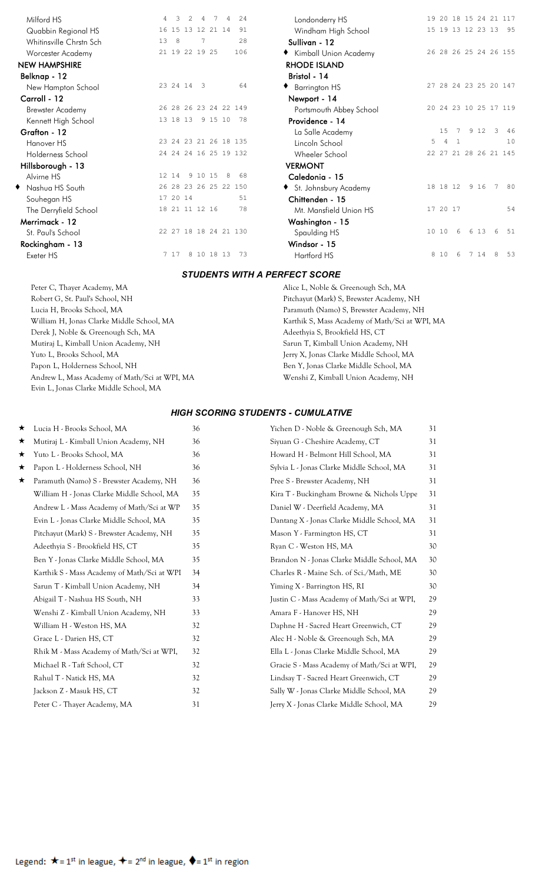| School | | | | | | | Total |
|---|---|---|---|---|---|---|---|
| Milford HS | 4 | 3 | 2 | 4 | 7 | 4 | 24 |
| Quabbin Regional HS | 16 | 15 | 13 | 12 | 21 | 14 | 91 |
| Whitinsville Chrstn Sch | 13 | 8 | | 7 | | | 28 |
| Worcester Academy | 21 | 19 | 22 | 19 | 25 | | 106 |
| **NEW HAMPSHIRE** | | | | | | | |
| **Belknap - 12** | | | | | | | |
| New Hampton School | 23 | 24 | 14 | 3 | | | 64 |
| **Carroll - 12** | | | | | | | |
| Brewster Academy | 26 | 28 | 26 | 23 | 24 | 22 | 149 |
| Kennett High School | 13 | 18 | 13 | 9 | 15 | 10 | 78 |
| **Grafton - 12** | | | | | | | |
| Hanover HS | 23 | 24 | 23 | 21 | 26 | 18 | 135 |
| Holderness School | 24 | 24 | 24 | 16 | 25 | 19 | 132 |
| **Hillsborough - 13** | | | | | | | |
| Alvirne HS | 12 | 14 | 9 | 10 | 15 | 8 | 68 |
| ♦ Nashua HS South | 26 | 28 | 23 | 26 | 25 | 22 | 150 |
| Souhegan HS | 17 | 20 | 14 | | | | 51 |
| The Derryfield School | 18 | 21 | 11 | 12 | 16 | | 78 |
| **Merrimack - 12** | | | | | | | |
| St. Paul's School | 22 | 27 | 18 | 18 | 24 | 21 | 130 |
| **Rockingham - 13** | | | | | | | |
| Exeter HS | 7 | 17 | 8 | 10 | 18 | 13 | 73 |
| Londonderry HS | 19 | 20 | 18 | 15 | 24 | 21 | 117 |
| Windham High School | 15 | 19 | 13 | 12 | 23 | 13 | 95 |
| **Sullivan - 12** | | | | | | | |
| ♦ Kimball Union Academy | 26 | 28 | 26 | 25 | 24 | 26 | 155 |
| **RHODE ISLAND** | | | | | | | |
| **Bristol - 14** | | | | | | | |
| ♦ Barrington HS | 27 | 28 | 24 | 23 | 25 | 20 | 147 |
| **Newport - 14** | | | | | | | |
| Portsmouth Abbey School | 20 | 24 | 23 | 10 | 25 | 17 | 119 |
| **Providence - 14** | | | | | | | |
| La Salle Academy | | 15 | 7 | 9 | 12 | 3 | 46 |
| Lincoln School | 5 | 4 | 1 | | | | 10 |
| Wheeler School | 22 | 27 | 21 | 28 | 26 | 21 | 145 |
| **VERMONT** | | | | | | | |
| **Caledonia - 15** | | | | | | | |
| ♦ St. Johnsbury Academy | 18 | 18 | 12 | 9 | 16 | 7 | 80 |
| **Chittenden - 15** | | | | | | | |
| Mt. Mansfield Union HS | 17 | 20 | 17 | | | | 54 |
| **Washington - 15** | | | | | | | |
| Spaulding HS | 10 | 10 | 6 | 6 | 13 | 6 | 51 |
| **Windsor - 15** | | | | | | | |
| Hartford HS | 8 | 10 | 6 | 7 | 14 | 8 | 53 |

## *STUDENTS WITH A PERFECT SCORE*

- Peter C, Thayer Academy, MA
- Robert G, St. Paul's School, NH
- Lucia H, Brooks School, MA
- William H, Jonas Clarke Middle School, MA
- Derek J, Noble & Greenough Sch, MA
- Mutiraj L, Kimball Union Academy, NH
- Yuto L, Brooks School, MA
- Papon L, Holderness School, NH
- Andrew L, Mass Academy of Math/Sci at WPI, MA
- Evin L, Jonas Clarke Middle School, MA
- Alice L, Noble & Greenough Sch, MA
- Pitchayut (Mark) S, Brewster Academy, NH
- Paramuth (Namo) S, Brewster Academy, NH
- Karthik S, Mass Academy of Math/Sci at WPI, MA
- Adeethyia S, Brookfield HS, CT
- Sarun T, Kimball Union Academy, NH
- Jerry X, Jonas Clarke Middle School, MA
- Ben Y, Jonas Clarke Middle School, MA
- Wenshi Z, Kimball Union Academy, NH

## *HIGH SCORING STUDENTS - CUMULATIVE*

| | Student | Score |
|---|---|---|
| ★ | Lucia H - Brooks School, MA | 36 |
| ★ | Mutiraj L - Kimball Union Academy, NH | 36 |
| ★ | Yuto L - Brooks School, MA | 36 |
| ★ | Papon L - Holderness School, NH | 36 |
| ★ | Paramuth (Namo) S - Brewster Academy, NH | 36 |
| | William H - Jonas Clarke Middle School, MA | 35 |
| | Andrew L - Mass Academy of Math/Sci at WP | 35 |
| | Evin L - Jonas Clarke Middle School, MA | 35 |
| | Pitchayut (Mark) S - Brewster Academy, NH | 35 |
| | Adeethyia S - Brookfield HS, CT | 35 |
| | Ben Y - Jonas Clarke Middle School, MA | 35 |
| | Karthik S - Mass Academy of Math/Sci at WPI | 34 |
| | Sarun T - Kimball Union Academy, NH | 34 |
| | Abigail T - Nashua HS South, NH | 33 |
| | Wenshi Z - Kimball Union Academy, NH | 33 |
| | William H - Weston HS, MA | 32 |
| | Grace L - Darien HS, CT | 32 |
| | Rhik M - Mass Academy of Math/Sci at WPI, | 32 |
| | Michael R - Taft School, CT | 32 |
| | Rahul T - Natick HS, MA | 32 |
| | Jackson Z - Masuk HS, CT | 32 |
| | Peter C - Thayer Academy, MA | 31 |
| | Yichen D - Noble & Greenough Sch, MA | 31 |
| | Siyuan G - Cheshire Academy, CT | 31 |
| | Howard H - Belmont Hill School, MA | 31 |
| | Sylvia L - Jonas Clarke Middle School, MA | 31 |
| | Pree S - Brewster Academy, NH | 31 |
| | Kira T - Buckingham Browne & Nichols Uppe | 31 |
| | Daniel W - Deerfield Academy, MA | 31 |
| | Dantang X - Jonas Clarke Middle School, MA | 31 |
| | Mason Y - Farmington HS, CT | 31 |
| | Ryan C - Weston HS, MA | 30 |
| | Brandon N - Jonas Clarke Middle School, MA | 30 |
| | Charles R - Maine Sch. of Sci./Math, ME | 30 |
| | Yiming X - Barrington HS, RI | 30 |
| | Justin C - Mass Academy of Math/Sci at WPI, | 29 |
| | Amara F - Hanover HS, NH | 29 |
| | Daphne H - Sacred Heart Greenwich, CT | 29 |
| | Alec H - Noble & Greenough Sch, MA | 29 |
| | Ella L - Jonas Clarke Middle School, MA | 29 |
| | Gracie S - Mass Academy of Math/Sci at WPI, | 29 |
| | Lindsay T - Sacred Heart Greenwich, CT | 29 |
| | Sally W - Jonas Clarke Middle School, MA | 29 |
| | Jerry X - Jonas Clarke Middle School, MA | 29 |

Legend: ★ = 1st in league, ✦ = 2nd in league, ♦ = 1st in region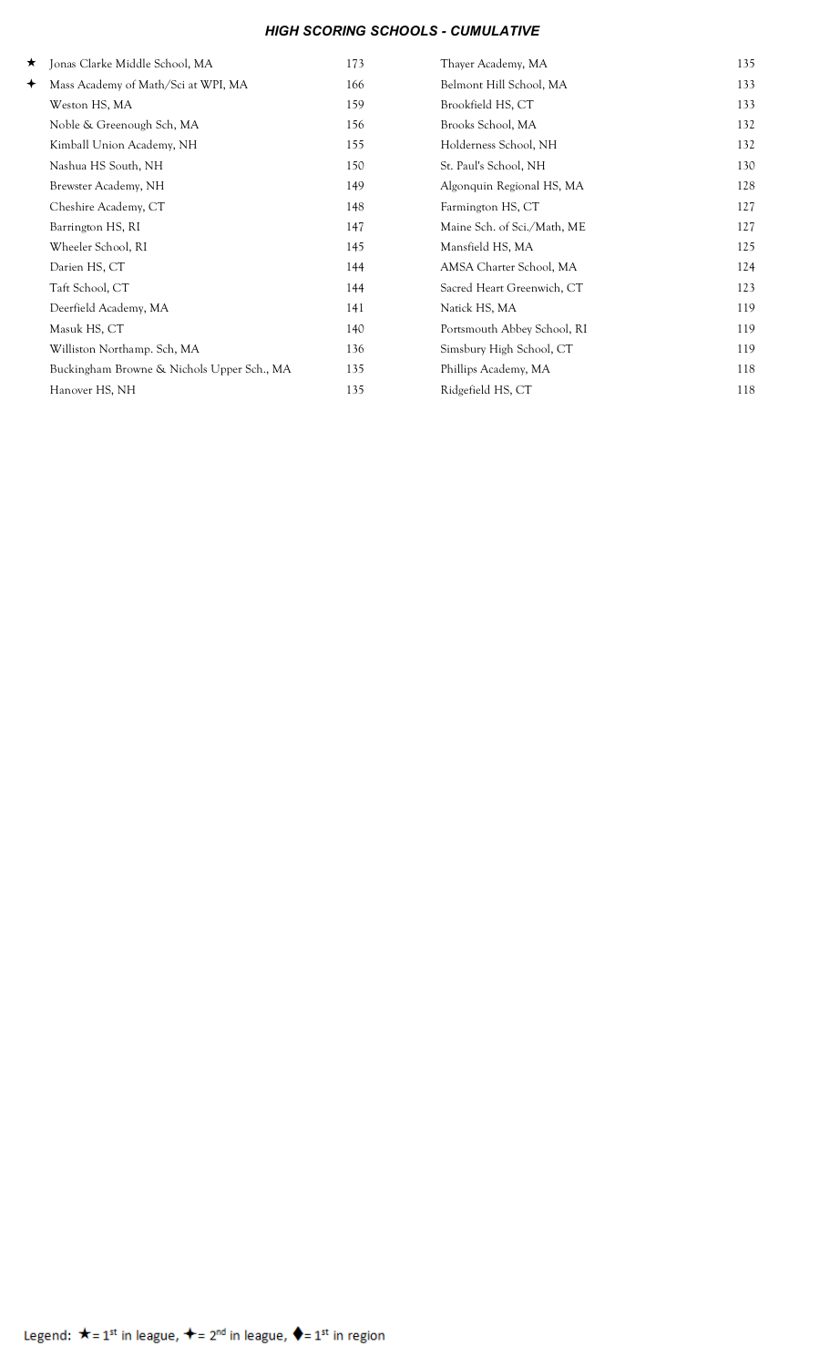*HIGH SCORING SCHOOLS - CUMULATIVE*

| | | | | |
|---|---|---|---|---|
| ★ | Jonas Clarke Middle School, MA | 173 | Thayer Academy, MA | 135 |
| ✦ | Mass Academy of Math/Sci at WPI, MA | 166 | Belmont Hill School, MA | 133 |
| | Weston HS, MA | 159 | Brookfield HS, CT | 133 |
| | Noble & Greenough Sch, MA | 156 | Brooks School, MA | 132 |
| | Kimball Union Academy, NH | 155 | Holderness School, NH | 132 |
| | Nashua HS South, NH | 150 | St. Paul's School, NH | 130 |
| | Brewster Academy, NH | 149 | Algonquin Regional HS, MA | 128 |
| | Cheshire Academy, CT | 148 | Farmington HS, CT | 127 |
| | Barrington HS, RI | 147 | Maine Sch. of Sci./Math, ME | 127 |
| | Wheeler School, RI | 145 | Mansfield HS, MA | 125 |
| | Darien HS, CT | 144 | AMSA Charter School, MA | 124 |
| | Taft School, CT | 144 | Sacred Heart Greenwich, CT | 123 |
| | Deerfield Academy, MA | 141 | Natick HS, MA | 119 |
| | Masuk HS, CT | 140 | Portsmouth Abbey School, RI | 119 |
| | Williston Northamp. Sch, MA | 136 | Simsbury High School, CT | 119 |
| | Buckingham Browne & Nichols Upper Sch., MA | 135 | Phillips Academy, MA | 118 |
| | Hanover HS, NH | 135 | Ridgefield HS, CT | 118 |

Legend: ★ = 1st in league, ✦ = 2nd in league, ♦ = 1st in region